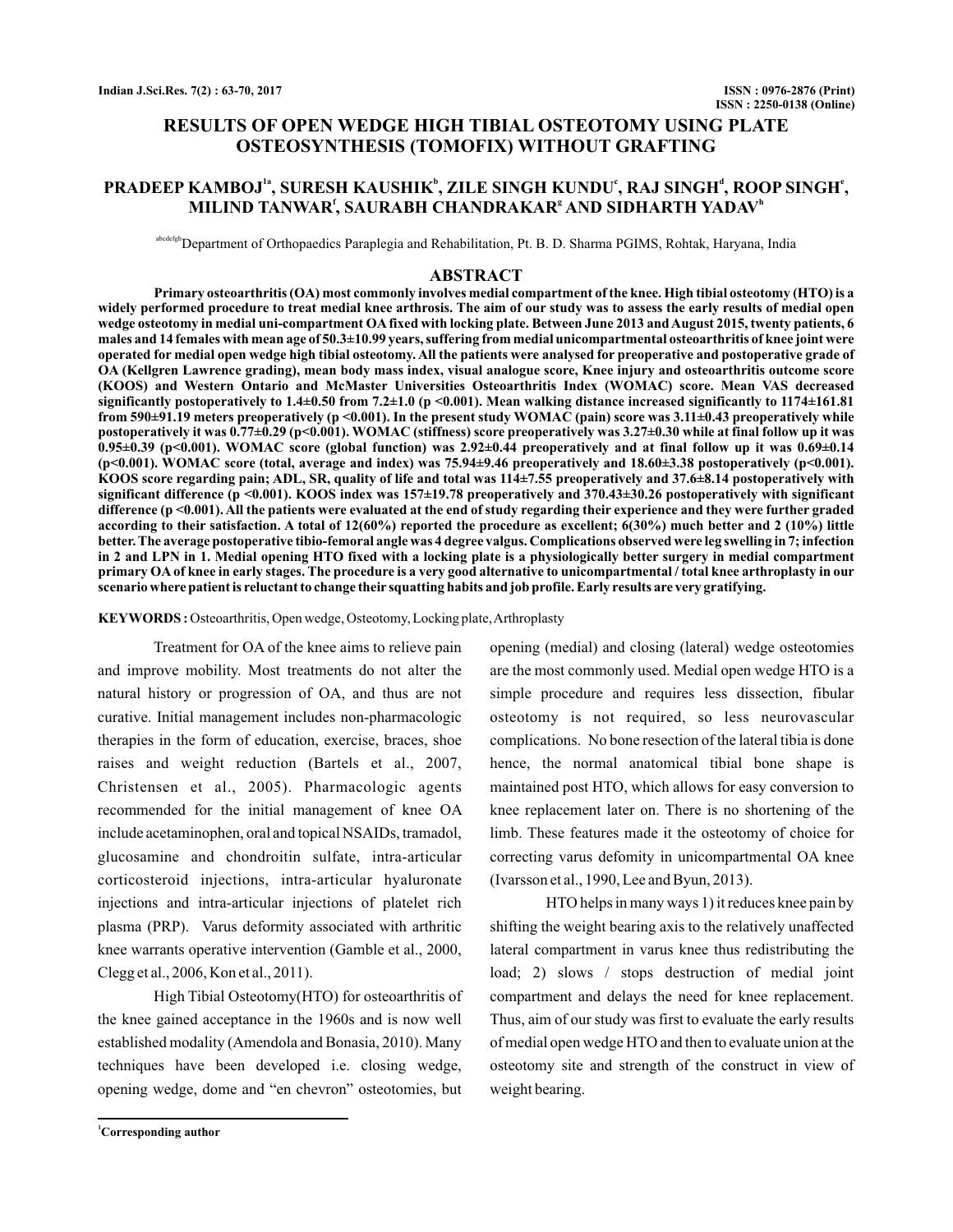# RESULTS OF OPEN WEDGE HIGH TIBIAL OSTEOTOMY USING PLATE OSTEOSYNTHESIS (TOMOFIX) WITHOUT GRAFTING

**PRADEEP KAMBOJ[1a], SURESH KAUSHIK[b], ZILE SINGH KUNDU[c], RAJ SINGH[d], ROOP SINGH[e], MILIND TANWAR[f], SAURABH CHANDRAKAR[g] AND SIDHARTH YADAV[h]**

[abcdefgh]Department of Orthopaedics Paraplegia and Rehabilitation, Pt. B. D. Sharma PGIMS, Rohtak, Haryana, India

## ABSTRACT

**Primary osteoarthritis (OA) most commonly involves medial compartment of the knee. High tibial osteotomy (HTO) is a widely performed procedure to treat medial knee arthrosis. The aim of our study was to assess the early results of medial open wedge osteotomy in medial uni-compartment OA fixed with locking plate. Between June 2013 and August 2015, twenty patients, 6 males and 14 females with mean age of 50.3±10.99 years, suffering from medial unicompartmental osteoarthritis of knee joint were operated for medial open wedge high tibial osteotomy. All the patients were analysed for preoperative and postoperative grade of OA (Kellgren Lawrence grading), mean body mass index, visual analogue score, Knee injury and osteoarthritis outcome score (KOOS) and Western Ontario and McMaster Universities Osteoarthritis Index (WOMAC) score. Mean VAS decreased significantly postoperatively to 1.4±0.50 from 7.2±1.0 ($p < 0.001$). Mean walking distance increased significantly to 1174±161.81 from 590±91.19 meters preoperatively ($p < 0.001$). In the present study WOMAC (pain) score was 3.11±0.43 preoperatively while postoperatively it was 0.77±0.29 ($p < 0.001$). WOMAC (stiffness) score preoperatively was 3.27±0.30 while at final follow up it was 0.95±0.39 ($p < 0.001$). WOMAC score (global function) was 2.92±0.44 preoperatively and at final follow up it was 0.69±0.14 ($p < 0.001$). WOMAC score (total, average and index) was 75.94±9.46 preoperatively and 18.60±3.38 postoperatively ($p < 0.001$). KOOS score regarding pain; ADL, SR, quality of life and total was 114±7.55 preoperatively and 37.6±8.14 postoperatively with significant difference ($p < 0.001$). KOOS index was 157±19.78 preoperatively and 370.43±30.26 postoperatively with significant difference ($p < 0.001$). All the patients were evaluated at the end of study regarding their experience and they were further graded according to their satisfaction. A total of 12(60%) reported the procedure as excellent; 6(30%) much better and 2 (10%) little better. The average postoperative tibio-femoral angle was 4 degree valgus. Complications observed were leg swelling in 7; infection in 2 and LPN in 1. Medial opening HTO fixed with a locking plate is a physiologically better surgery in medial compartment primary OA of knee in early stages. The procedure is a very good alternative to unicompartmental / total knee arthroplasty in our scenario where patient is reluctant to change their squatting habits and job profile. Early results are very gratifying.**

**KEYWORDS :** Osteoarthritis, Open wedge, Osteotomy, Locking plate, Arthroplasty

Treatment for OA of the knee aims to relieve pain and improve mobility. Most treatments do not alter the natural history or progression of OA, and thus are not curative. Initial management includes non-pharmacologic therapies in the form of education, exercise, braces, shoe raises and weight reduction (Bartels et al., 2007, Christensen et al., 2005). Pharmacologic agents recommended for the initial management of knee OA include acetaminophen, oral and topical NSAIDs, tramadol, glucosamine and chondroitin sulfate, intra-articular corticosteroid injections, intra-articular hyaluronate injections and intra-articular injections of platelet rich plasma (PRP). Varus deformity associated with arthritic knee warrants operative intervention (Gamble et al., 2000, Clegg et al., 2006, Kon et al., 2011).

High Tibial Osteotomy(HTO) for osteoarthritis of the knee gained acceptance in the 1960s and is now well established modality (Amendola and Bonasia, 2010). Many techniques have been developed i.e. closing wedge, opening wedge, dome and "en chevron" osteotomies, but opening (medial) and closing (lateral) wedge osteotomies are the most commonly used. Medial open wedge HTO is a simple procedure and requires less dissection, fibular osteotomy is not required, so less neurovascular complications. No bone resection of the lateral tibia is done hence, the normal anatomical tibial bone shape is maintained post HTO, which allows for easy conversion to knee replacement later on. There is no shortening of the limb. These features made it the osteotomy of choice for correcting varus defomity in unicompartmental OA knee (Ivarsson et al., 1990, Lee and Byun, 2013).

HTO helps in many ways 1) it reduces knee pain by shifting the weight bearing axis to the relatively unaffected lateral compartment in varus knee thus redistributing the load; 2) slows / stops destruction of medial joint compartment and delays the need for knee replacement. Thus, aim of our study was first to evaluate the early results of medial open wedge HTO and then to evaluate union at the osteotomy site and strength of the construct in view of weight bearing.

[1]Corresponding author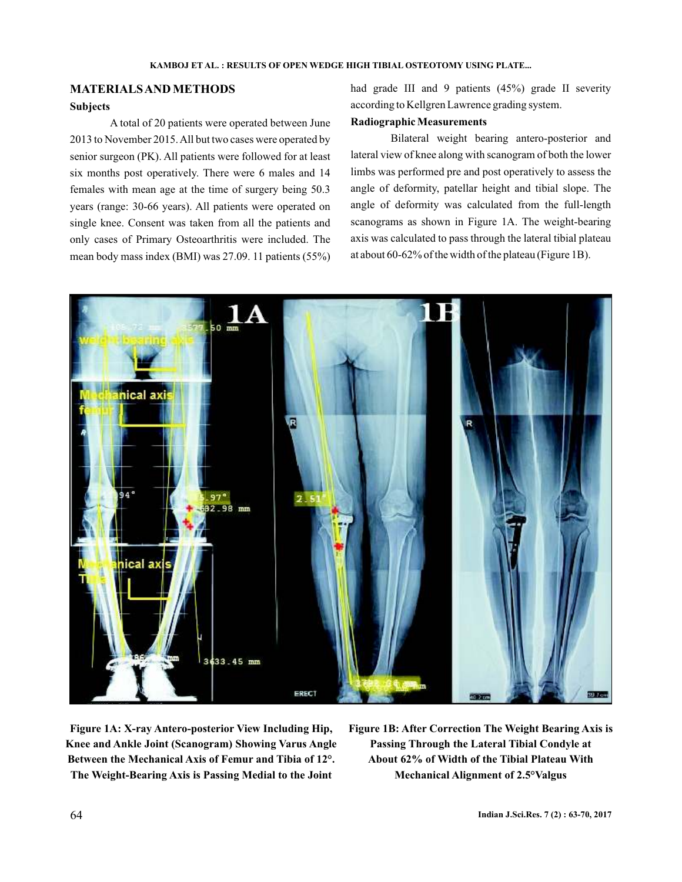## MATERIALS AND METHODS

### Subjects

A total of 20 patients were operated between June 2013 to November 2015. All but two cases were operated by senior surgeon (PK). All patients were followed for at least six months post operatively. There were 6 males and 14 females with mean age at the time of surgery being 50.3 years (range: 30-66 years). All patients were operated on single knee. Consent was taken from all the patients and only cases of Primary Osteoarthritis were included. The mean body mass index (BMI) was 27.09. 11 patients (55%) had grade III and 9 patients (45%) grade II severity according to Kellgren Lawrence grading system.

### Radiographic Measurements

Bilateral weight bearing antero-posterior and lateral view of knee along with scanogram of both the lower limbs was performed pre and post operatively to assess the angle of deformity, patellar height and tibial slope. The angle of deformity was calculated from the full-length scanograms as shown in Figure 1A. The weight-bearing axis was calculated to pass through the lateral tibial plateau at about 60-62% of the width of the plateau (Figure 1B).

**Figure 1A: X-ray Antero-posterior View Including Hip, Knee and Ankle Joint (Scanogram) Showing Varus Angle Between the Mechanical Axis of Femur and Tibia of 12°. The Weight-Bearing Axis is Passing Medial to the Joint**

**Figure 1B: After Correction The Weight Bearing Axis is Passing Through the Lateral Tibial Condyle at About 62% of Width of the Tibial Plateau With Mechanical Alignment of 2.5° Valgus**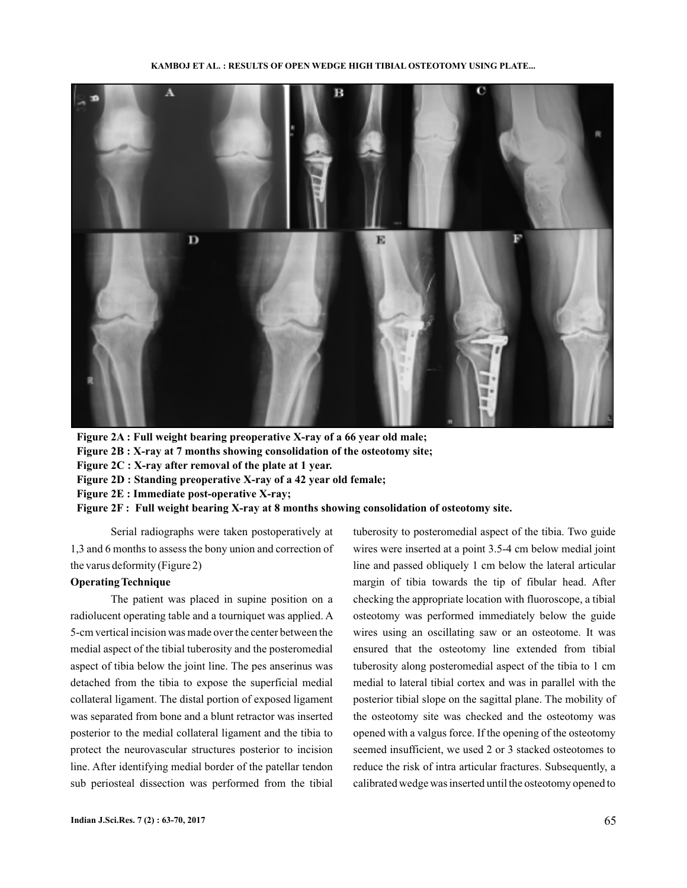Figure 2A : Full weight bearing preoperative X-ray of a 66 year old male;
Figure 2B : X-ray at 7 months showing consolidation of the osteotomy site;
Figure 2C : X-ray after removal of the plate at 1 year.
Figure 2D : Standing preoperative X-ray of a 42 year old female;
Figure 2E : Immediate post-operative X-ray;
Figure 2F : Full weight bearing X-ray at 8 months showing consolidation of osteotomy site.

Serial radiographs were taken postoperatively at 1,3 and 6 months to assess the bony union and correction of the varus deformity (Figure 2)

**Operating Technique**

The patient was placed in supine position on a radiolucent operating table and a tourniquet was applied. A 5-cm vertical incision was made over the center between the medial aspect of the tibial tuberosity and the posteromedial aspect of tibia below the joint line. The pes anserinus was detached from the tibia to expose the superficial medial collateral ligament. The distal portion of exposed ligament was separated from bone and a blunt retractor was inserted posterior to the medial collateral ligament and the tibia to protect the neurovascular structures posterior to incision line. After identifying medial border of the patellar tendon sub periosteal dissection was performed from the tibial tuberosity to posteromedial aspect of the tibia. Two guide wires were inserted at a point 3.5-4 cm below medial joint line and passed obliquely 1 cm below the lateral articular margin of tibia towards the tip of fibular head. After checking the appropriate location with fluoroscope, a tibial osteotomy was performed immediately below the guide wires using an oscillating saw or an osteotome. It was ensured that the osteotomy line extended from tibial tuberosity along posteromedial aspect of the tibia to 1 cm medial to lateral tibial cortex and was in parallel with the posterior tibial slope on the sagittal plane. The mobility of the osteotomy site was checked and the osteotomy was opened with a valgus force. If the opening of the osteotomy seemed insufficient, we used 2 or 3 stacked osteotomes to reduce the risk of intra articular fractures. Subsequently, a calibrated wedge was inserted until the osteotomy opened to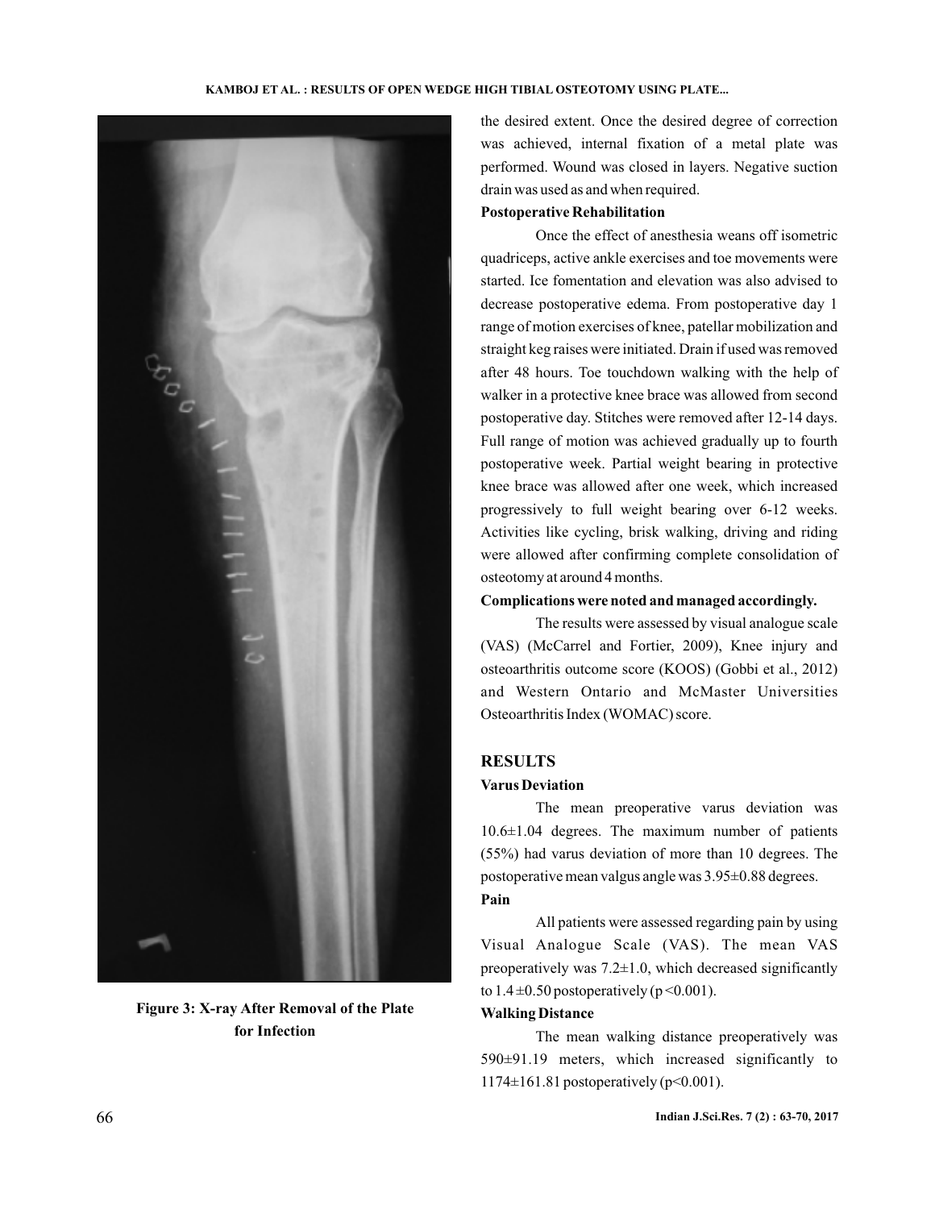Figure 3: X-ray After Removal of the Plate for Infection

the desired extent. Once the desired degree of correction was achieved, internal fixation of a metal plate was performed. Wound was closed in layers. Negative suction drain was used as and when required.

**Postoperative Rehabilitation**

Once the effect of anesthesia weans off isometric quadriceps, active ankle exercises and toe movements were started. Ice fomentation and elevation was also advised to decrease postoperative edema. From postoperative day 1 range of motion exercises of knee, patellar mobilization and straight keg raises were initiated. Drain if used was removed after 48 hours. Toe touchdown walking with the help of walker in a protective knee brace was allowed from second postoperative day. Stitches were removed after 12-14 days. Full range of motion was achieved gradually up to fourth postoperative week. Partial weight bearing in protective knee brace was allowed after one week, which increased progressively to full weight bearing over 6-12 weeks. Activities like cycling, brisk walking, driving and riding were allowed after confirming complete consolidation of osteotomy at around 4 months.

**Complications were noted and managed accordingly.**

The results were assessed by visual analogue scale (VAS) (McCarrel and Fortier, 2009), Knee injury and osteoarthritis outcome score (KOOS) (Gobbi et al., 2012) and Western Ontario and McMaster Universities Osteoarthritis Index (WOMAC) score.

## RESULTS

**Varus Deviation**

The mean preoperative varus deviation was 10.6±1.04 degrees. The maximum number of patients (55%) had varus deviation of more than 10 degrees. The postoperative mean valgus angle was 3.95±0.88 degrees.

**Pain**

All patients were assessed regarding pain by using Visual Analogue Scale (VAS). The mean VAS preoperatively was 7.2±1.0, which decreased significantly to 1.4 ±0.50 postoperatively ($p < 0.001$).

**Walking Distance**

The mean walking distance preoperatively was 590±91.19 meters, which increased significantly to 1174±161.81 postoperatively ($p<0.001$).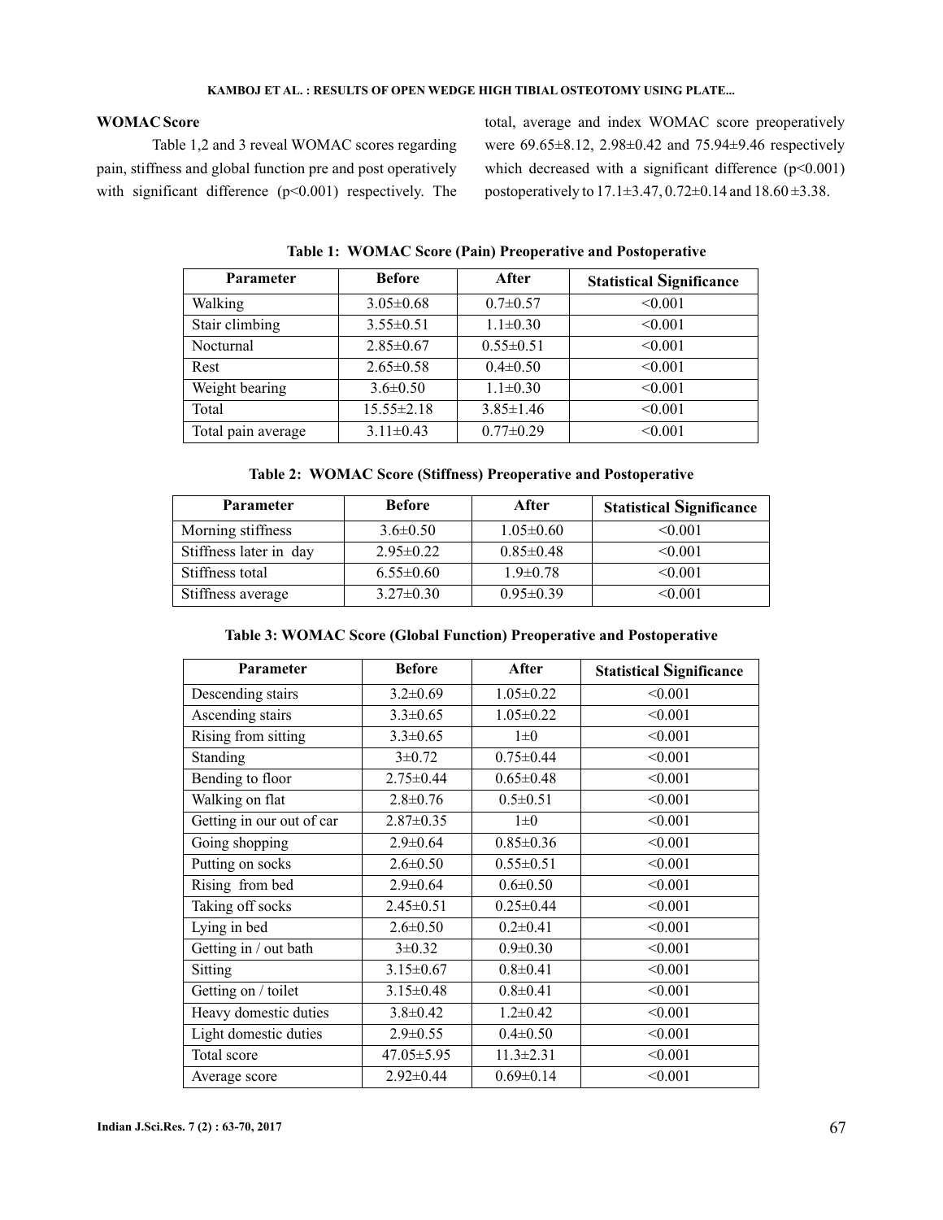### WOMAC Score

Table 1,2 and 3 reveal WOMAC scores regarding pain, stiffness and global function pre and post operatively with significant difference ($p<0.001$) respectively. The total, average and index WOMAC score preoperatively were 69.65±8.12, 2.98±0.42 and 75.94±9.46 respectively which decreased with a significant difference ($p<0.001$) postoperatively to 17.1±3.47, 0.72±0.14 and 18.60 ±3.38.

**Table 1: WOMAC Score (Pain) Preoperative and Postoperative**

| Parameter | Before | After | Statistical Significance |
|---|---|---|---|
| Walking | 3.05±0.68 | 0.7±0.57 | <0.001 |
| Stair climbing | 3.55±0.51 | 1.1±0.30 | <0.001 |
| Nocturnal | 2.85±0.67 | 0.55±0.51 | <0.001 |
| Rest | 2.65±0.58 | 0.4±0.50 | <0.001 |
| Weight bearing | 3.6±0.50 | 1.1±0.30 | <0.001 |
| Total | 15.55±2.18 | 3.85±1.46 | <0.001 |
| Total pain average | 3.11±0.43 | 0.77±0.29 | <0.001 |

**Table 2: WOMAC Score (Stiffness) Preoperative and Postoperative**

| Parameter | Before | After | Statistical Significance |
|---|---|---|---|
| Morning stiffness | 3.6±0.50 | 1.05±0.60 | <0.001 |
| Stiffness later in day | 2.95±0.22 | 0.85±0.48 | <0.001 |
| Stiffness total | 6.55±0.60 | 1.9±0.78 | <0.001 |
| Stiffness average | 3.27±0.30 | 0.95±0.39 | <0.001 |

**Table 3: WOMAC Score (Global Function) Preoperative and Postoperative**

| Parameter | Before | After | Statistical Significance |
|---|---|---|---|
| Descending stairs | 3.2±0.69 | 1.05±0.22 | <0.001 |
| Ascending stairs | 3.3±0.65 | 1.05±0.22 | <0.001 |
| Rising from sitting | 3.3±0.65 | 1±0 | <0.001 |
| Standing | 3±0.72 | 0.75±0.44 | <0.001 |
| Bending to floor | 2.75±0.44 | 0.65±0.48 | <0.001 |
| Walking on flat | 2.8±0.76 | 0.5±0.51 | <0.001 |
| Getting in our out of car | 2.87±0.35 | 1±0 | <0.001 |
| Going shopping | 2.9±0.64 | 0.85±0.36 | <0.001 |
| Putting on socks | 2.6±0.50 | 0.55±0.51 | <0.001 |
| Rising from bed | 2.9±0.64 | 0.6±0.50 | <0.001 |
| Taking off socks | 2.45±0.51 | 0.25±0.44 | <0.001 |
| Lying in bed | 2.6±0.50 | 0.2±0.41 | <0.001 |
| Getting in / out bath | 3±0.32 | 0.9±0.30 | <0.001 |
| Sitting | 3.15±0.67 | 0.8±0.41 | <0.001 |
| Getting on / toilet | 3.15±0.48 | 0.8±0.41 | <0.001 |
| Heavy domestic duties | 3.8±0.42 | 1.2±0.42 | <0.001 |
| Light domestic duties | 2.9±0.55 | 0.4±0.50 | <0.001 |
| Total score | 47.05±5.95 | 11.3±2.31 | <0.001 |
| Average score | 2.92±0.44 | 0.69±0.14 | <0.001 |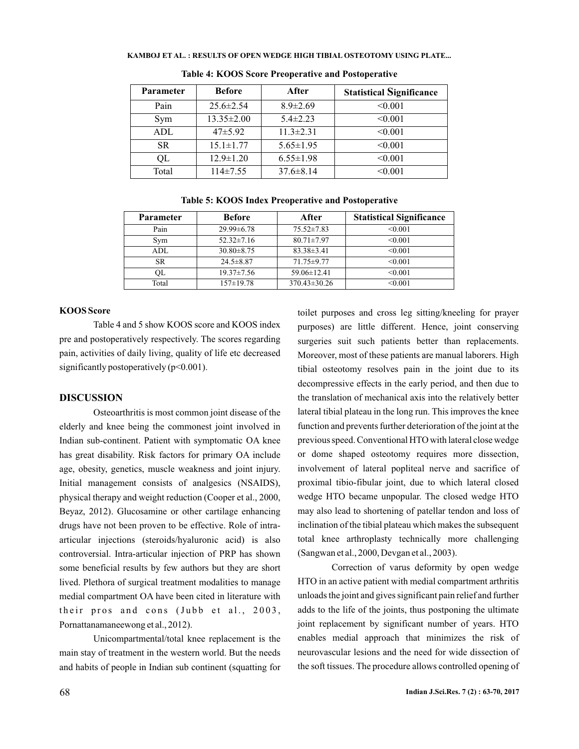**Table 4: KOOS Score Preoperative and Postoperative**

| Parameter | Before | After | Statistical Significance |
|---|---|---|---|
| Pain | 25.6±2.54 | 8.9±2.69 | <0.001 |
| Sym | 13.35±2.00 | 5.4±2.23 | <0.001 |
| ADL | 47±5.92 | 11.3±2.31 | <0.001 |
| SR | 15.1±1.77 | 5.65±1.95 | <0.001 |
| QL | 12.9±1.20 | 6.55±1.98 | <0.001 |
| Total | 114±7.55 | 37.6±8.14 | <0.001 |

**Table 5: KOOS Index Preoperative and Postoperative**

| Parameter | Before | After | Statistical Significance |
|---|---|---|---|
| Pain | 29.99±6.78 | 75.52±7.83 | <0.001 |
| Sym | 52.32±7.16 | 80.71±7.97 | <0.001 |
| ADL | 30.80±8.75 | 83.38±3.41 | <0.001 |
| SR | 24.5±8.87 | 71.75±9.77 | <0.001 |
| QL | 19.37±7.56 | 59.06±12.41 | <0.001 |
| Total | 157±19.78 | 370.43±30.26 | <0.001 |

**KOOS Score**

Table 4 and 5 show KOOS score and KOOS index pre and postoperatively respectively. The scores regarding pain, activities of daily living, quality of life etc decreased significantly postoperatively (p<0.001).

## DISCUSSION

Osteoarthritis is most common joint disease of the elderly and knee being the commonest joint involved in Indian sub-continent. Patient with symptomatic OA knee has great disability. Risk factors for primary OA include age, obesity, genetics, muscle weakness and joint injury. Initial management consists of analgesics (NSAIDS), physical therapy and weight reduction (Cooper et al., 2000, Beyaz, 2012). Glucosamine or other cartilage enhancing drugs have not been proven to be effective. Role of intra-articular injections (steroids/hyaluronic acid) is also controversial. Intra-articular injection of PRP has shown some beneficial results by few authors but they are short lived. Plethora of surgical treatment modalities to manage medial compartment OA have been cited in literature with their pros and cons (Jubb et al., 2003, Pornattanamaneewong et al., 2012).

Unicompartmental/total knee replacement is the main stay of treatment in the western world. But the needs and habits of people in Indian sub continent (squatting for toilet purposes and cross leg sitting/kneeling for prayer purposes) are little different. Hence, joint conserving surgeries suit such patients better than replacements. Moreover, most of these patients are manual laborers. High tibial osteotomy resolves pain in the joint due to its decompressive effects in the early period, and then due to the translation of mechanical axis into the relatively better lateral tibial plateau in the long run. This improves the knee function and prevents further deterioration of the joint at the previous speed. Conventional HTO with lateral close wedge or dome shaped osteotomy requires more dissection, involvement of lateral popliteal nerve and sacrifice of proximal tibio-fibular joint, due to which lateral closed wedge HTO became unpopular. The closed wedge HTO may also lead to shortening of patellar tendon and loss of inclination of the tibial plateau which makes the subsequent total knee arthroplasty technically more challenging (Sangwan et al., 2000, Devgan et al., 2003).

Correction of varus deformity by open wedge HTO in an active patient with medial compartment arthritis unloads the joint and gives significant pain relief and further adds to the life of the joints, thus postponing the ultimate joint replacement by significant number of years. HTO enables medial approach that minimizes the risk of neurovascular lesions and the need for wide dissection of the soft tissues. The procedure allows controlled opening of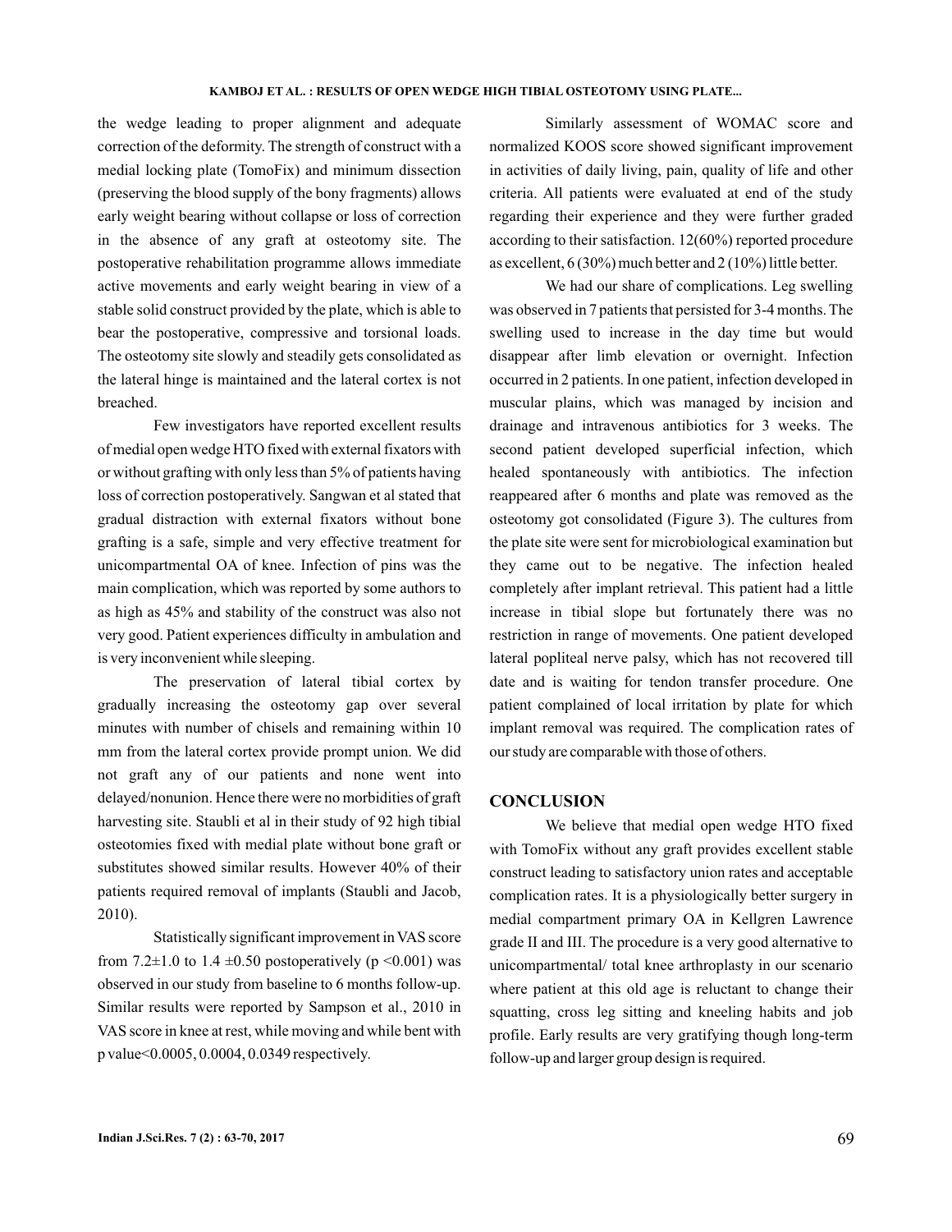the wedge leading to proper alignment and adequate correction of the deformity. The strength of construct with a medial locking plate (TomoFix) and minimum dissection (preserving the blood supply of the bony fragments) allows early weight bearing without collapse or loss of correction in the absence of any graft at osteotomy site. The postoperative rehabilitation programme allows immediate active movements and early weight bearing in view of a stable solid construct provided by the plate, which is able to bear the postoperative, compressive and torsional loads. The osteotomy site slowly and steadily gets consolidated as the lateral hinge is maintained and the lateral cortex is not breached.

Few investigators have reported excellent results of medial open wedge HTO fixed with external fixators with or without grafting with only less than 5% of patients having loss of correction postoperatively. Sangwan et al stated that gradual distraction with external fixators without bone grafting is a safe, simple and very effective treatment for unicompartmental OA of knee. Infection of pins was the main complication, which was reported by some authors to as high as 45% and stability of the construct was also not very good. Patient experiences difficulty in ambulation and is very inconvenient while sleeping.

The preservation of lateral tibial cortex by gradually increasing the osteotomy gap over several minutes with number of chisels and remaining within 10 mm from the lateral cortex provide prompt union. We did not graft any of our patients and none went into delayed/nonunion. Hence there were no morbidities of graft harvesting site. Staubli et al in their study of 92 high tibial osteotomies fixed with medial plate without bone graft or substitutes showed similar results. However 40% of their patients required removal of implants (Staubli and Jacob, 2010).

Statistically significant improvement in VAS score from $7.2\pm1.0$ to $1.4 \pm0.50$ postoperatively ($p < 0.001$) was observed in our study from baseline to 6 months follow-up. Similar results were reported by Sampson et al., 2010 in VAS score in knee at rest, while moving and while bent with p value<0.0005, 0.0004, 0.0349 respectively.

Similarly assessment of WOMAC score and normalized KOOS score showed significant improvement in activities of daily living, pain, quality of life and other criteria. All patients were evaluated at end of the study regarding their experience and they were further graded according to their satisfaction. 12(60%) reported procedure as excellent, 6 (30%) much better and 2 (10%) little better.

We had our share of complications. Leg swelling was observed in 7 patients that persisted for 3-4 months. The swelling used to increase in the day time but would disappear after limb elevation or overnight. Infection occurred in 2 patients. In one patient, infection developed in muscular plains, which was managed by incision and drainage and intravenous antibiotics for 3 weeks. The second patient developed superficial infection, which healed spontaneously with antibiotics. The infection reappeared after 6 months and plate was removed as the osteotomy got consolidated (Figure 3). The cultures from the plate site were sent for microbiological examination but they came out to be negative. The infection healed completely after implant retrieval. This patient had a little increase in tibial slope but fortunately there was no restriction in range of movements. One patient developed lateral popliteal nerve palsy, which has not recovered till date and is waiting for tendon transfer procedure. One patient complained of local irritation by plate for which implant removal was required. The complication rates of our study are comparable with those of others.

## CONCLUSION

We believe that medial open wedge HTO fixed with TomoFix without any graft provides excellent stable construct leading to satisfactory union rates and acceptable complication rates. It is a physiologically better surgery in medial compartment primary OA in Kellgren Lawrence grade II and III. The procedure is a very good alternative to unicompartmental/ total knee arthroplasty in our scenario where patient at this old age is reluctant to change their squatting, cross leg sitting and kneeling habits and job profile. Early results are very gratifying though long-term follow-up and larger group design is required.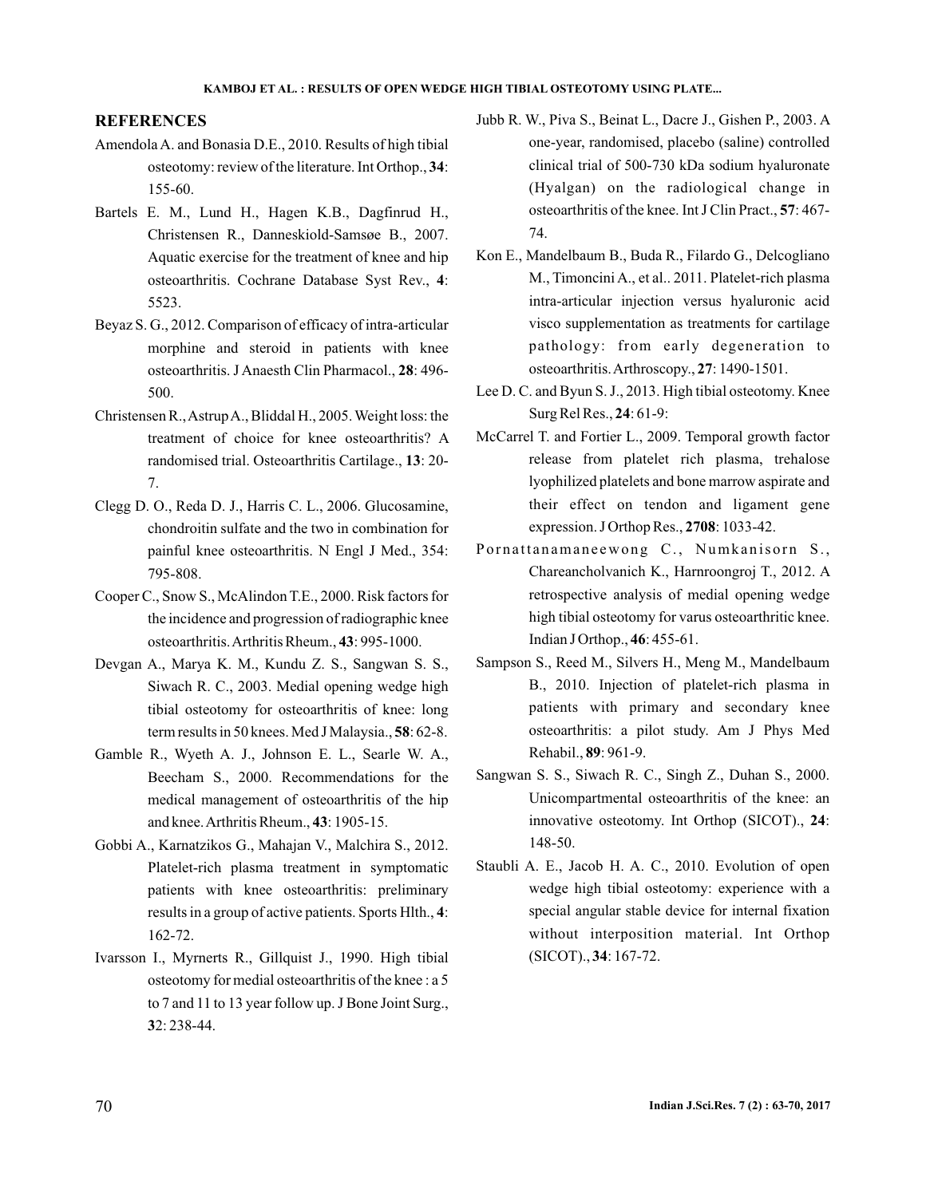## REFERENCES

Amendola A. and Bonasia D.E., 2010. Results of high tibial osteotomy: review of the literature. Int Orthop., **34**: 155-60.

Bartels E. M., Lund H., Hagen K.B., Dagfinrud H., Christensen R., Danneskiold-Samsøe B., 2007. Aquatic exercise for the treatment of knee and hip osteoarthritis. Cochrane Database Syst Rev., **4**: 5523.

Beyaz S. G., 2012. Comparison of efficacy of intra-articular morphine and steroid in patients with knee osteoarthritis. J Anaesth Clin Pharmacol., **28**: 496-500.

Christensen R., Astrup A., Bliddal H., 2005. Weight loss: the treatment of choice for knee osteoarthritis? A randomised trial. Osteoarthritis Cartilage., **13**: 20-7.

Clegg D. O., Reda D. J., Harris C. L., 2006. Glucosamine, chondroitin sulfate and the two in combination for painful knee osteoarthritis. N Engl J Med., 354: 795-808.

Cooper C., Snow S., McAlindon T.E., 2000. Risk factors for the incidence and progression of radiographic knee osteoarthritis. Arthritis Rheum., **43**: 995-1000.

Devgan A., Marya K. M., Kundu Z. S., Sangwan S. S., Siwach R. C., 2003. Medial opening wedge high tibial osteotomy for osteoarthritis of knee: long term results in 50 knees. Med J Malaysia., **58**: 62-8.

Gamble R., Wyeth A. J., Johnson E. L., Searle W. A., Beecham S., 2000. Recommendations for the medical management of osteoarthritis of the hip and knee. Arthritis Rheum., **43**: 1905-15.

Gobbi A., Karnatzikos G., Mahajan V., Malchira S., 2012. Platelet-rich plasma treatment in symptomatic patients with knee osteoarthritis: preliminary results in a group of active patients. Sports Hlth., **4**: 162-72.

Ivarsson I., Myrnerts R., Gillquist J., 1990. High tibial osteotomy for medial osteoarthritis of the knee : a 5 to 7 and 11 to 13 year follow up. J Bone Joint Surg., **3**2: 238-44.

Jubb R. W., Piva S., Beinat L., Dacre J., Gishen P., 2003. A one-year, randomised, placebo (saline) controlled clinical trial of 500-730 kDa sodium hyaluronate (Hyalgan) on the radiological change in osteoarthritis of the knee. Int J Clin Pract., **57**: 467-74.

Kon E., Mandelbaum B., Buda R., Filardo G., Delcogliano M., Timoncini A., et al.. 2011. Platelet-rich plasma intra-articular injection versus hyaluronic acid visco supplementation as treatments for cartilage pathology: from early degeneration to osteoarthritis. Arthroscopy., **27**: 1490-1501.

Lee D. C. and Byun S. J., 2013. High tibial osteotomy. Knee Surg Rel Res., **24**: 61-9:

McCarrel T. and Fortier L., 2009. Temporal growth factor release from platelet rich plasma, trehalose lyophilized platelets and bone marrow aspirate and their effect on tendon and ligament gene expression. J Orthop Res., **2708**: 1033-42.

Pornattanamaneewong C., Numkanisorn S., Chareancholvanich K., Harnroongroj T., 2012. A retrospective analysis of medial opening wedge high tibial osteotomy for varus osteoarthritic knee. Indian J Orthop., **46**: 455-61.

Sampson S., Reed M., Silvers H., Meng M., Mandelbaum B., 2010. Injection of platelet-rich plasma in patients with primary and secondary knee osteoarthritis: a pilot study. Am J Phys Med Rehabil., **89**: 961-9.

Sangwan S. S., Siwach R. C., Singh Z., Duhan S., 2000. Unicompartmental osteoarthritis of the knee: an innovative osteotomy. Int Orthop (SICOT)., **24**: 148-50.

Staubli A. E., Jacob H. A. C., 2010. Evolution of open wedge high tibial osteotomy: experience with a special angular stable device for internal fixation without interposition material. Int Orthop (SICOT)., **34**: 167-72.